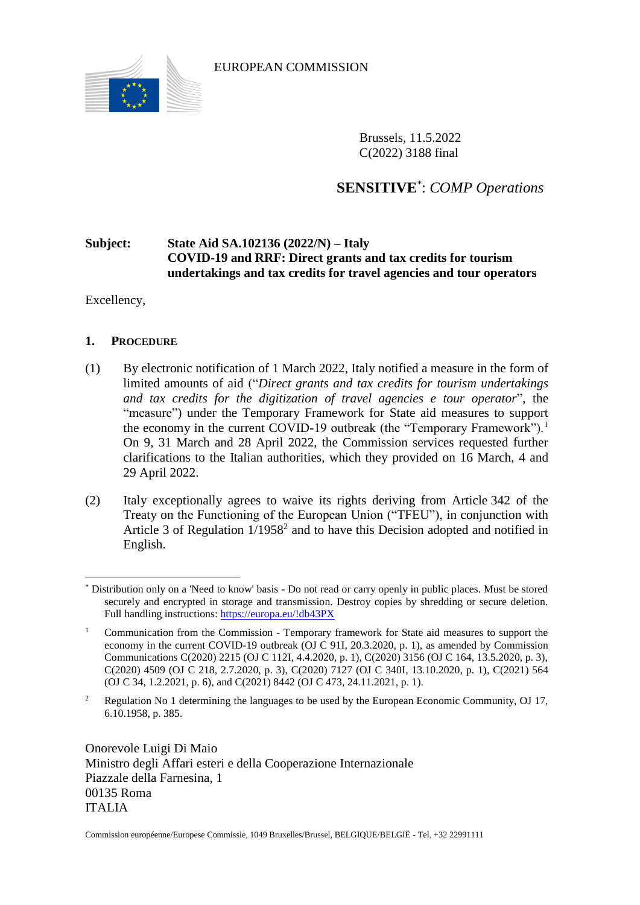EUROPEAN COMMISSION

Brussels, 11.5.2022
C(2022) 3188 final

**SENSITIVE**[*]: *COMP Operations*

**Subject: State Aid SA.102136 (2022/N) – Italy**
**COVID-19 and RRF: Direct grants and tax credits for tourism undertakings and tax credits for travel agencies and tour operators**

Excellency,

## 1. PROCEDURE

(1) By electronic notification of 1 March 2022, Italy notified a measure in the form of limited amounts of aid ("*Direct grants and tax credits for tourism undertakings and tax credits for the digitization of travel agencies e tour operator*", the "measure") under the Temporary Framework for State aid measures to support the economy in the current COVID-19 outbreak (the "Temporary Framework").[1] On 9, 31 March and 28 April 2022, the Commission services requested further clarifications to the Italian authorities, which they provided on 16 March, 4 and 29 April 2022.

(2) Italy exceptionally agrees to waive its rights deriving from Article 342 of the Treaty on the Functioning of the European Union ("TFEU"), in conjunction with Article 3 of Regulation 1/1958[2] and to have this Decision adopted and notified in English.

---

[*] Distribution only on a 'Need to know' basis - Do not read or carry openly in public places. Must be stored securely and encrypted in storage and transmission. Destroy copies by shredding or secure deletion. Full handling instructions: https://europa.eu/!db43PX

[1] Communication from the Commission - Temporary framework for State aid measures to support the economy in the current COVID-19 outbreak (OJ C 91I, 20.3.2020, p. 1), as amended by Commission Communications C(2020) 2215 (OJ C 112I, 4.4.2020, p. 1), C(2020) 3156 (OJ C 164, 13.5.2020, p. 3), C(2020) 4509 (OJ C 218, 2.7.2020, p. 3), C(2020) 7127 (OJ C 340I, 13.10.2020, p. 1), C(2021) 564 (OJ C 34, 1.2.2021, p. 6), and C(2021) 8442 (OJ C 473, 24.11.2021, p. 1).

[2] Regulation No 1 determining the languages to be used by the European Economic Community, OJ 17, 6.10.1958, p. 385.

Onorevole Luigi Di Maio
Ministro degli Affari esteri e della Cooperazione Internazionale
Piazzale della Farnesina, 1
00135 Roma
ITALIA

Commission européenne/Europese Commissie, 1049 Bruxelles/Brussel, BELGIQUE/BELGIË - Tel. +32 22991111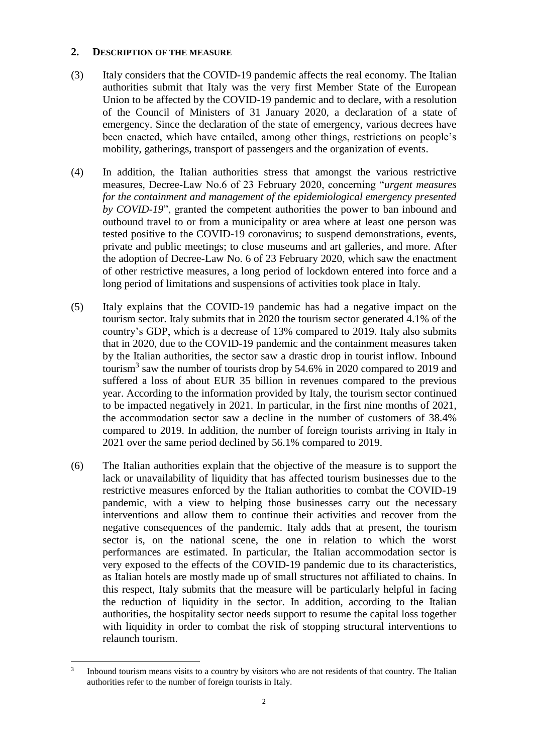## 2. DESCRIPTION OF THE MEASURE

(3) Italy considers that the COVID-19 pandemic affects the real economy. The Italian authorities submit that Italy was the very first Member State of the European Union to be affected by the COVID-19 pandemic and to declare, with a resolution of the Council of Ministers of 31 January 2020, a declaration of a state of emergency. Since the declaration of the state of emergency, various decrees have been enacted, which have entailed, among other things, restrictions on people's mobility, gatherings, transport of passengers and the organization of events.

(4) In addition, the Italian authorities stress that amongst the various restrictive measures, Decree-Law No.6 of 23 February 2020, concerning "*urgent measures for the containment and management of the epidemiological emergency presented by COVID-19*", granted the competent authorities the power to ban inbound and outbound travel to or from a municipality or area where at least one person was tested positive to the COVID-19 coronavirus; to suspend demonstrations, events, private and public meetings; to close museums and art galleries, and more. After the adoption of Decree-Law No. 6 of 23 February 2020, which saw the enactment of other restrictive measures, a long period of lockdown entered into force and a long period of limitations and suspensions of activities took place in Italy.

(5) Italy explains that the COVID-19 pandemic has had a negative impact on the tourism sector. Italy submits that in 2020 the tourism sector generated 4.1% of the country's GDP, which is a decrease of 13% compared to 2019. Italy also submits that in 2020, due to the COVID-19 pandemic and the containment measures taken by the Italian authorities, the sector saw a drastic drop in tourist inflow. Inbound tourism[3] saw the number of tourists drop by 54.6% in 2020 compared to 2019 and suffered a loss of about EUR 35 billion in revenues compared to the previous year. According to the information provided by Italy, the tourism sector continued to be impacted negatively in 2021. In particular, in the first nine months of 2021, the accommodation sector saw a decline in the number of customers of 38.4% compared to 2019. In addition, the number of foreign tourists arriving in Italy in 2021 over the same period declined by 56.1% compared to 2019.

(6) The Italian authorities explain that the objective of the measure is to support the lack or unavailability of liquidity that has affected tourism businesses due to the restrictive measures enforced by the Italian authorities to combat the COVID-19 pandemic, with a view to helping those businesses carry out the necessary interventions and allow them to continue their activities and recover from the negative consequences of the pandemic. Italy adds that at present, the tourism sector is, on the national scene, the one in relation to which the worst performances are estimated. In particular, the Italian accommodation sector is very exposed to the effects of the COVID-19 pandemic due to its characteristics, as Italian hotels are mostly made up of small structures not affiliated to chains. In this respect, Italy submits that the measure will be particularly helpful in facing the reduction of liquidity in the sector. In addition, according to the Italian authorities, the hospitality sector needs support to resume the capital loss together with liquidity in order to combat the risk of stopping structural interventions to relaunch tourism.

[3] Inbound tourism means visits to a country by visitors who are not residents of that country. The Italian authorities refer to the number of foreign tourists in Italy.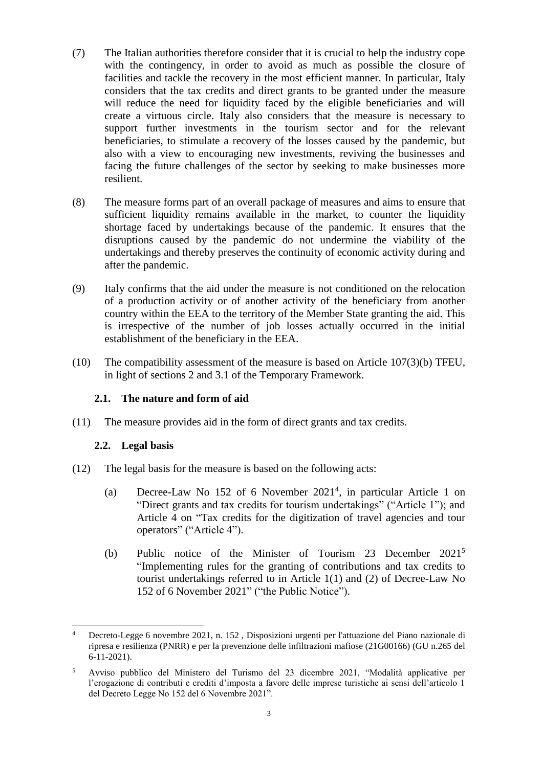(7) The Italian authorities therefore consider that it is crucial to help the industry cope with the contingency, in order to avoid as much as possible the closure of facilities and tackle the recovery in the most efficient manner. In particular, Italy considers that the tax credits and direct grants to be granted under the measure will reduce the need for liquidity faced by the eligible beneficiaries and will create a virtuous circle. Italy also considers that the measure is necessary to support further investments in the tourism sector and for the relevant beneficiaries, to stimulate a recovery of the losses caused by the pandemic, but also with a view to encouraging new investments, reviving the businesses and facing the future challenges of the sector by seeking to make businesses more resilient.

(8) The measure forms part of an overall package of measures and aims to ensure that sufficient liquidity remains available in the market, to counter the liquidity shortage faced by undertakings because of the pandemic. It ensures that the disruptions caused by the pandemic do not undermine the viability of the undertakings and thereby preserves the continuity of economic activity during and after the pandemic.

(9) Italy confirms that the aid under the measure is not conditioned on the relocation of a production activity or of another activity of the beneficiary from another country within the EEA to the territory of the Member State granting the aid. This is irrespective of the number of job losses actually occurred in the initial establishment of the beneficiary in the EEA.

(10) The compatibility assessment of the measure is based on Article 107(3)(b) TFEU, in light of sections 2 and 3.1 of the Temporary Framework.

### 2.1. The nature and form of aid

(11) The measure provides aid in the form of direct grants and tax credits.

### 2.2. Legal basis

(12) The legal basis for the measure is based on the following acts:

(a) Decree-Law No 152 of 6 November 2021[4], in particular Article 1 on "Direct grants and tax credits for tourism undertakings" ("Article 1"); and Article 4 on "Tax credits for the digitization of travel agencies and tour operators" ("Article 4").

(b) Public notice of the Minister of Tourism 23 December 2021[5] "Implementing rules for the granting of contributions and tax credits to tourist undertakings referred to in Article 1(1) and (2) of Decree-Law No 152 of 6 November 2021" ("the Public Notice").

---

[4] Decreto-Legge 6 novembre 2021, n. 152 , Disposizioni urgenti per l'attuazione del Piano nazionale di ripresa e resilienza (PNRR) e per la prevenzione delle infiltrazioni mafiose (21G00166) (GU n.265 del 6-11-2021).

[5] Avviso pubblico del Ministero del Turismo del 23 dicembre 2021, "Modalità applicative per l'erogazione di contributi e crediti d'imposta a favore delle imprese turistiche ai sensi dell'articolo 1 del Decreto Legge No 152 del 6 Novembre 2021".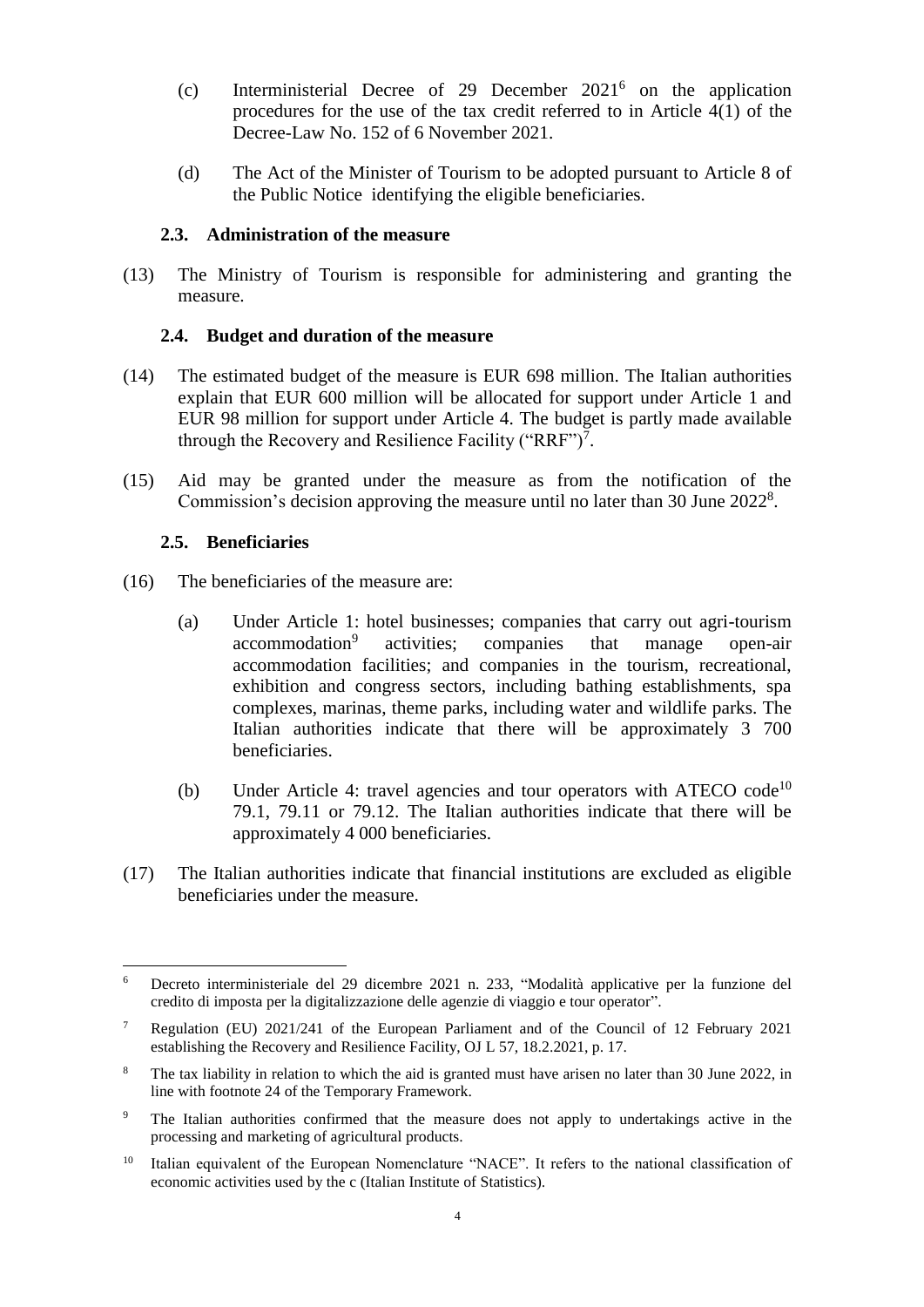(c) Interministerial Decree of 29 December 2021[6] on the application procedures for the use of the tax credit referred to in Article 4(1) of the Decree-Law No. 152 of 6 November 2021.

(d) The Act of the Minister of Tourism to be adopted pursuant to Article 8 of the Public Notice identifying the eligible beneficiaries.

### 2.3. Administration of the measure

(13) The Ministry of Tourism is responsible for administering and granting the measure.

### 2.4. Budget and duration of the measure

(14) The estimated budget of the measure is EUR 698 million. The Italian authorities explain that EUR 600 million will be allocated for support under Article 1 and EUR 98 million for support under Article 4. The budget is partly made available through the Recovery and Resilience Facility ("RRF")[7].

(15) Aid may be granted under the measure as from the notification of the Commission's decision approving the measure until no later than 30 June 2022[8].

### 2.5. Beneficiaries

(16) The beneficiaries of the measure are:

(a) Under Article 1: hotel businesses; companies that carry out agri-tourism accommodation[9] activities; companies that manage open-air accommodation facilities; and companies in the tourism, recreational, exhibition and congress sectors, including bathing establishments, spa complexes, marinas, theme parks, including water and wildlife parks. The Italian authorities indicate that there will be approximately 3 700 beneficiaries.

(b) Under Article 4: travel agencies and tour operators with ATECO code[10] 79.1, 79.11 or 79.12. The Italian authorities indicate that there will be approximately 4 000 beneficiaries.

(17) The Italian authorities indicate that financial institutions are excluded as eligible beneficiaries under the measure.

---

[6] Decreto interministeriale del 29 dicembre 2021 n. 233, "Modalità applicative per la funzione del credito di imposta per la digitalizzazione delle agenzie di viaggio e tour operator".

[7] Regulation (EU) 2021/241 of the European Parliament and of the Council of 12 February 2021 establishing the Recovery and Resilience Facility, OJ L 57, 18.2.2021, p. 17.

[8] The tax liability in relation to which the aid is granted must have arisen no later than 30 June 2022, in line with footnote 24 of the Temporary Framework.

[9] The Italian authorities confirmed that the measure does not apply to undertakings active in the processing and marketing of agricultural products.

[10] Italian equivalent of the European Nomenclature "NACE". It refers to the national classification of economic activities used by the c (Italian Institute of Statistics).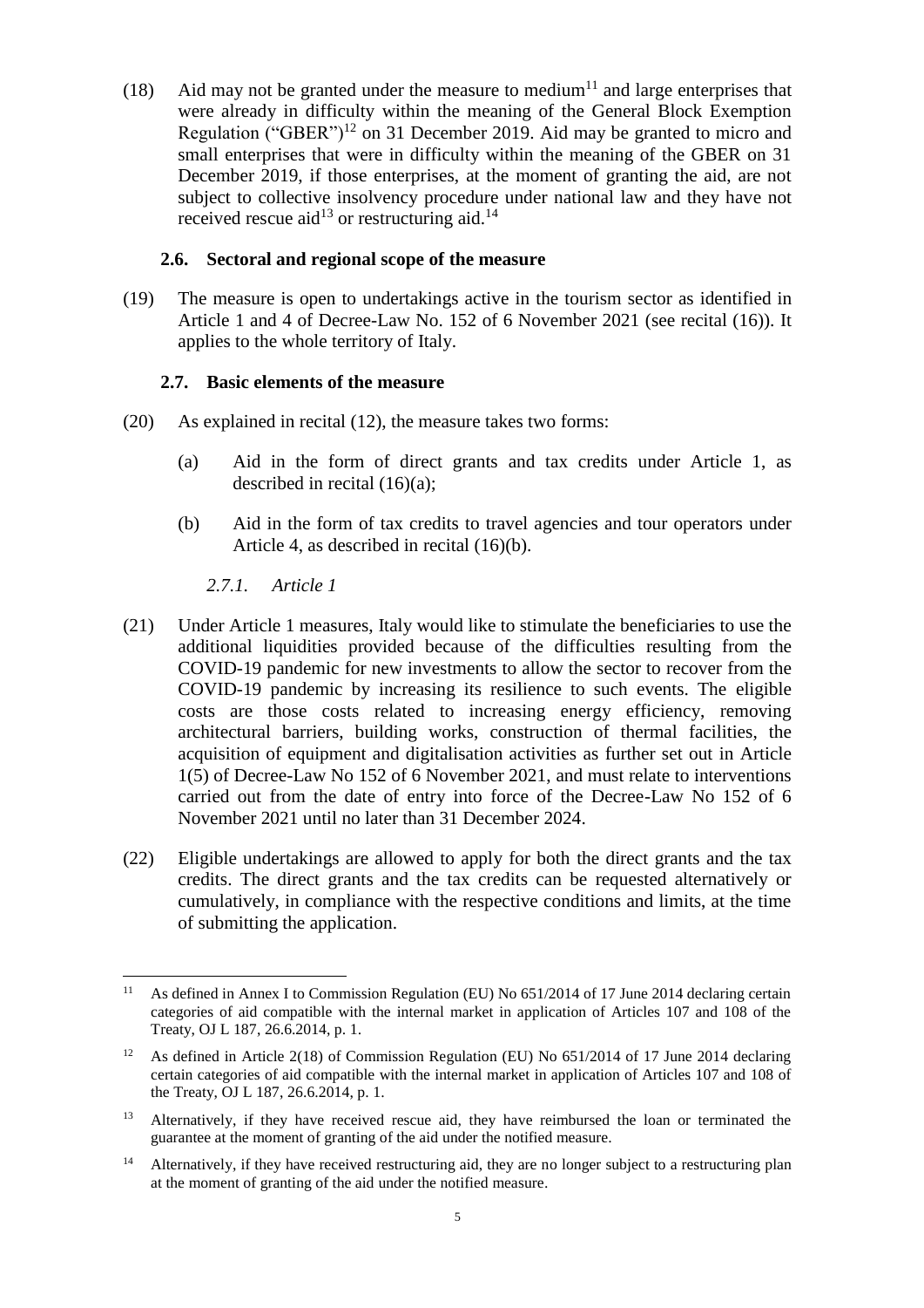(18) Aid may not be granted under the measure to medium[11] and large enterprises that were already in difficulty within the meaning of the General Block Exemption Regulation ("GBER")[12] on 31 December 2019. Aid may be granted to micro and small enterprises that were in difficulty within the meaning of the GBER on 31 December 2019, if those enterprises, at the moment of granting the aid, are not subject to collective insolvency procedure under national law and they have not received rescue aid[13] or restructuring aid.[14]

### 2.6. Sectoral and regional scope of the measure

(19) The measure is open to undertakings active in the tourism sector as identified in Article 1 and 4 of Decree-Law No. 152 of 6 November 2021 (see recital (16)). It applies to the whole territory of Italy.

### 2.7. Basic elements of the measure

(20) As explained in recital (12), the measure takes two forms:

(a) Aid in the form of direct grants and tax credits under Article 1, as described in recital (16)(a);

(b) Aid in the form of tax credits to travel agencies and tour operators under Article 4, as described in recital (16)(b).

#### *2.7.1. Article 1*

(21) Under Article 1 measures, Italy would like to stimulate the beneficiaries to use the additional liquidities provided because of the difficulties resulting from the COVID-19 pandemic for new investments to allow the sector to recover from the COVID-19 pandemic by increasing its resilience to such events. The eligible costs are those costs related to increasing energy efficiency, removing architectural barriers, building works, construction of thermal facilities, the acquisition of equipment and digitalisation activities as further set out in Article 1(5) of Decree-Law No 152 of 6 November 2021, and must relate to interventions carried out from the date of entry into force of the Decree-Law No 152 of 6 November 2021 until no later than 31 December 2024.

(22) Eligible undertakings are allowed to apply for both the direct grants and the tax credits. The direct grants and the tax credits can be requested alternatively or cumulatively, in compliance with the respective conditions and limits, at the time of submitting the application.

---

[11] As defined in Annex I to Commission Regulation (EU) No 651/2014 of 17 June 2014 declaring certain categories of aid compatible with the internal market in application of Articles 107 and 108 of the Treaty, OJ L 187, 26.6.2014, p. 1.

[12] As defined in Article 2(18) of Commission Regulation (EU) No 651/2014 of 17 June 2014 declaring certain categories of aid compatible with the internal market in application of Articles 107 and 108 of the Treaty, OJ L 187, 26.6.2014, p. 1.

[13] Alternatively, if they have received rescue aid, they have reimbursed the loan or terminated the guarantee at the moment of granting of the aid under the notified measure.

[14] Alternatively, if they have received restructuring aid, they are no longer subject to a restructuring plan at the moment of granting of the aid under the notified measure.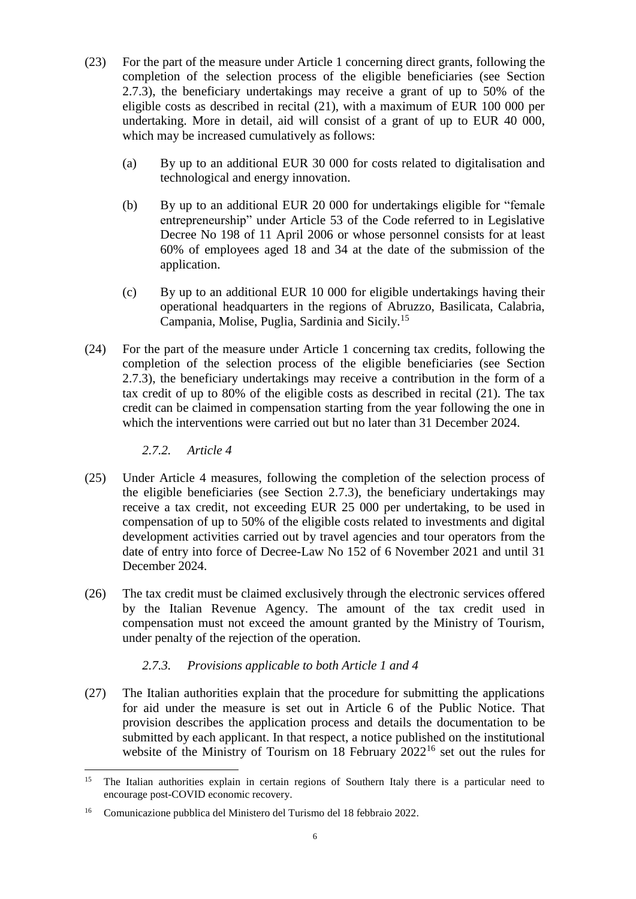(23) For the part of the measure under Article 1 concerning direct grants, following the completion of the selection process of the eligible beneficiaries (see Section 2.7.3), the beneficiary undertakings may receive a grant of up to 50% of the eligible costs as described in recital (21), with a maximum of EUR 100 000 per undertaking. More in detail, aid will consist of a grant of up to EUR 40 000, which may be increased cumulatively as follows:

   (a) By up to an additional EUR 30 000 for costs related to digitalisation and technological and energy innovation.

   (b) By up to an additional EUR 20 000 for undertakings eligible for "female entrepreneurship" under Article 53 of the Code referred to in Legislative Decree No 198 of 11 April 2006 or whose personnel consists for at least 60% of employees aged 18 and 34 at the date of the submission of the application.

   (c) By up to an additional EUR 10 000 for eligible undertakings having their operational headquarters in the regions of Abruzzo, Basilicata, Calabria, Campania, Molise, Puglia, Sardinia and Sicily.[15]

(24) For the part of the measure under Article 1 concerning tax credits, following the completion of the selection process of the eligible beneficiaries (see Section 2.7.3), the beneficiary undertakings may receive a contribution in the form of a tax credit of up to 80% of the eligible costs as described in recital (21). The tax credit can be claimed in compensation starting from the year following the one in which the interventions were carried out but no later than 31 December 2024.

### *2.7.2. Article 4*

(25) Under Article 4 measures, following the completion of the selection process of the eligible beneficiaries (see Section 2.7.3), the beneficiary undertakings may receive a tax credit, not exceeding EUR 25 000 per undertaking, to be used in compensation of up to 50% of the eligible costs related to investments and digital development activities carried out by travel agencies and tour operators from the date of entry into force of Decree-Law No 152 of 6 November 2021 and until 31 December 2024.

(26) The tax credit must be claimed exclusively through the electronic services offered by the Italian Revenue Agency. The amount of the tax credit used in compensation must not exceed the amount granted by the Ministry of Tourism, under penalty of the rejection of the operation.

### *2.7.3. Provisions applicable to both Article 1 and 4*

(27) The Italian authorities explain that the procedure for submitting the applications for aid under the measure is set out in Article 6 of the Public Notice. That provision describes the application process and details the documentation to be submitted by each applicant. In that respect, a notice published on the institutional website of the Ministry of Tourism on 18 February 2022[16] set out the rules for

---

[15] The Italian authorities explain in certain regions of Southern Italy there is a particular need to encourage post-COVID economic recovery.

[16] Comunicazione pubblica del Ministero del Turismo del 18 febbraio 2022.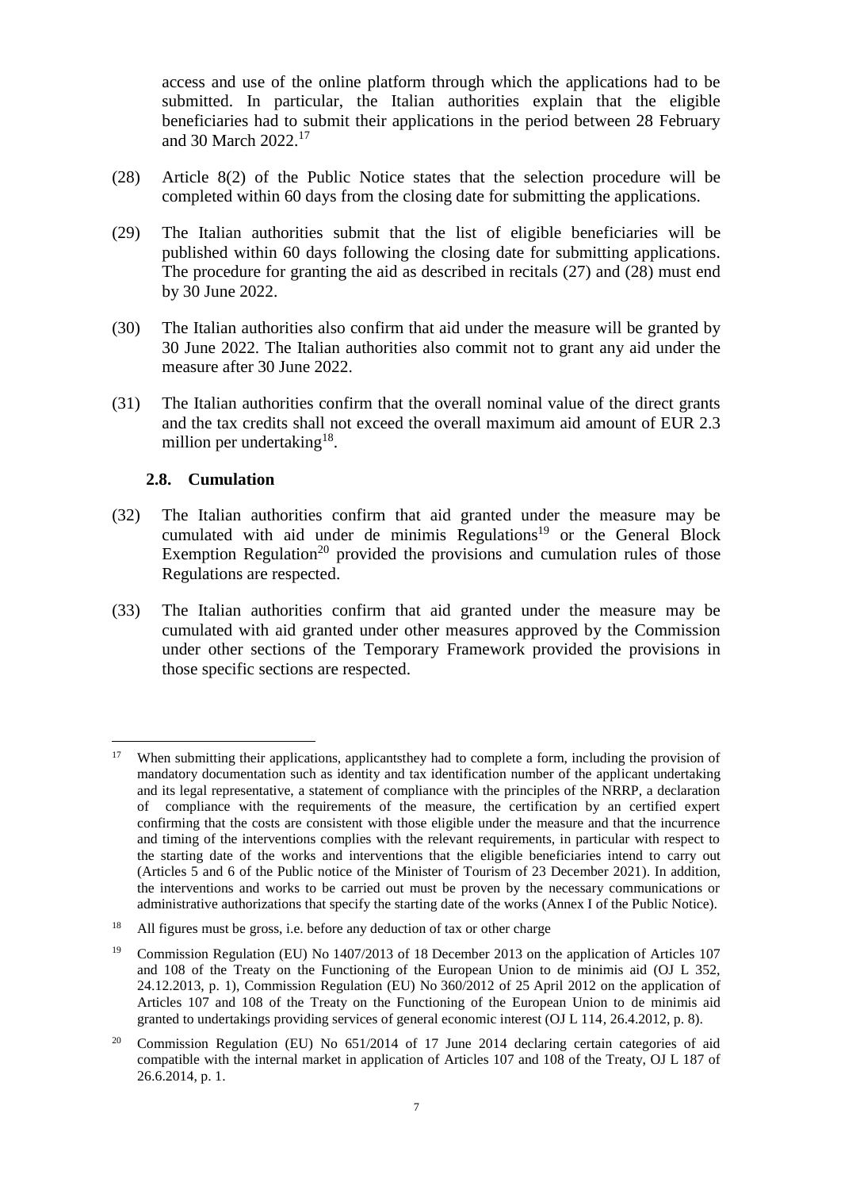access and use of the online platform through which the applications had to be submitted. In particular, the Italian authorities explain that the eligible beneficiaries had to submit their applications in the period between 28 February and 30 March 2022.[17]

(28) Article 8(2) of the Public Notice states that the selection procedure will be completed within 60 days from the closing date for submitting the applications.

(29) The Italian authorities submit that the list of eligible beneficiaries will be published within 60 days following the closing date for submitting applications. The procedure for granting the aid as described in recitals (27) and (28) must end by 30 June 2022.

(30) The Italian authorities also confirm that aid under the measure will be granted by 30 June 2022. The Italian authorities also commit not to grant any aid under the measure after 30 June 2022.

(31) The Italian authorities confirm that the overall nominal value of the direct grants and the tax credits shall not exceed the overall maximum aid amount of EUR 2.3 million per undertaking[18].

### 2.8. Cumulation

(32) The Italian authorities confirm that aid granted under the measure may be cumulated with aid under de minimis Regulations[19] or the General Block Exemption Regulation[20] provided the provisions and cumulation rules of those Regulations are respected.

(33) The Italian authorities confirm that aid granted under the measure may be cumulated with aid granted under other measures approved by the Commission under other sections of the Temporary Framework provided the provisions in those specific sections are respected.

---

[17] When submitting their applications, applicantsthey had to complete a form, including the provision of mandatory documentation such as identity and tax identification number of the applicant undertaking and its legal representative, a statement of compliance with the principles of the NRRP, a declaration of compliance with the requirements of the measure, the certification by an certified expert confirming that the costs are consistent with those eligible under the measure and that the incurrence and timing of the interventions complies with the relevant requirements, in particular with respect to the starting date of the works and interventions that the eligible beneficiaries intend to carry out (Articles 5 and 6 of the Public notice of the Minister of Tourism of 23 December 2021). In addition, the interventions and works to be carried out must be proven by the necessary communications or administrative authorizations that specify the starting date of the works (Annex I of the Public Notice).

[18] All figures must be gross, i.e. before any deduction of tax or other charge

[19] Commission Regulation (EU) No 1407/2013 of 18 December 2013 on the application of Articles 107 and 108 of the Treaty on the Functioning of the European Union to de minimis aid (OJ L 352, 24.12.2013, p. 1), Commission Regulation (EU) No 360/2012 of 25 April 2012 on the application of Articles 107 and 108 of the Treaty on the Functioning of the European Union to de minimis aid granted to undertakings providing services of general economic interest (OJ L 114, 26.4.2012, p. 8).

[20] Commission Regulation (EU) No 651/2014 of 17 June 2014 declaring certain categories of aid compatible with the internal market in application of Articles 107 and 108 of the Treaty, OJ L 187 of 26.6.2014, p. 1.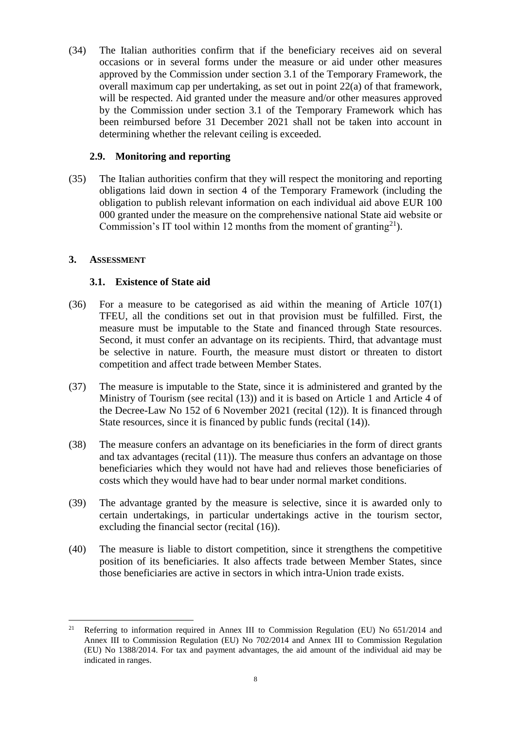(34) The Italian authorities confirm that if the beneficiary receives aid on several occasions or in several forms under the measure or aid under other measures approved by the Commission under section 3.1 of the Temporary Framework, the overall maximum cap per undertaking, as set out in point 22(a) of that framework, will be respected. Aid granted under the measure and/or other measures approved by the Commission under section 3.1 of the Temporary Framework which has been reimbursed before 31 December 2021 shall not be taken into account in determining whether the relevant ceiling is exceeded.

### 2.9. Monitoring and reporting

(35) The Italian authorities confirm that they will respect the monitoring and reporting obligations laid down in section 4 of the Temporary Framework (including the obligation to publish relevant information on each individual aid above EUR 100 000 granted under the measure on the comprehensive national State aid website or Commission's IT tool within 12 months from the moment of granting[21]).

## 3. ASSESSMENT

### 3.1. Existence of State aid

(36) For a measure to be categorised as aid within the meaning of Article 107(1) TFEU, all the conditions set out in that provision must be fulfilled. First, the measure must be imputable to the State and financed through State resources. Second, it must confer an advantage on its recipients. Third, that advantage must be selective in nature. Fourth, the measure must distort or threaten to distort competition and affect trade between Member States.

(37) The measure is imputable to the State, since it is administered and granted by the Ministry of Tourism (see recital (13)) and it is based on Article 1 and Article 4 of the Decree-Law No 152 of 6 November 2021 (recital (12)). It is financed through State resources, since it is financed by public funds (recital (14)).

(38) The measure confers an advantage on its beneficiaries in the form of direct grants and tax advantages (recital (11)). The measure thus confers an advantage on those beneficiaries which they would not have had and relieves those beneficiaries of costs which they would have had to bear under normal market conditions.

(39) The advantage granted by the measure is selective, since it is awarded only to certain undertakings, in particular undertakings active in the tourism sector, excluding the financial sector (recital (16)).

(40) The measure is liable to distort competition, since it strengthens the competitive position of its beneficiaries. It also affects trade between Member States, since those beneficiaries are active in sectors in which intra-Union trade exists.

---

[21] Referring to information required in Annex III to Commission Regulation (EU) No 651/2014 and Annex III to Commission Regulation (EU) No 702/2014 and Annex III to Commission Regulation (EU) No 1388/2014. For tax and payment advantages, the aid amount of the individual aid may be indicated in ranges.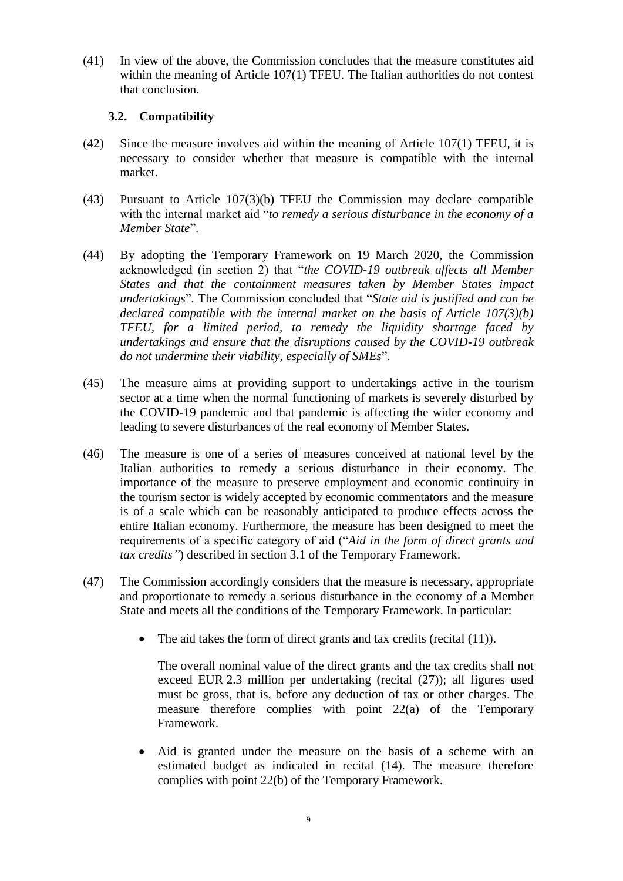(41) In view of the above, the Commission concludes that the measure constitutes aid within the meaning of Article 107(1) TFEU. The Italian authorities do not contest that conclusion.

### 3.2. Compatibility

(42) Since the measure involves aid within the meaning of Article 107(1) TFEU, it is necessary to consider whether that measure is compatible with the internal market.

(43) Pursuant to Article 107(3)(b) TFEU the Commission may declare compatible with the internal market aid "*to remedy a serious disturbance in the economy of a Member State*".

(44) By adopting the Temporary Framework on 19 March 2020, the Commission acknowledged (in section 2) that "*the COVID-19 outbreak affects all Member States and that the containment measures taken by Member States impact undertakings*". The Commission concluded that "*State aid is justified and can be declared compatible with the internal market on the basis of Article 107(3)(b) TFEU, for a limited period, to remedy the liquidity shortage faced by undertakings and ensure that the disruptions caused by the COVID-19 outbreak do not undermine their viability, especially of SMEs*".

(45) The measure aims at providing support to undertakings active in the tourism sector at a time when the normal functioning of markets is severely disturbed by the COVID-19 pandemic and that pandemic is affecting the wider economy and leading to severe disturbances of the real economy of Member States.

(46) The measure is one of a series of measures conceived at national level by the Italian authorities to remedy a serious disturbance in their economy. The importance of the measure to preserve employment and economic continuity in the tourism sector is widely accepted by economic commentators and the measure is of a scale which can be reasonably anticipated to produce effects across the entire Italian economy. Furthermore, the measure has been designed to meet the requirements of a specific category of aid ("*Aid in the form of direct grants and tax credits"*) described in section 3.1 of the Temporary Framework.

(47) The Commission accordingly considers that the measure is necessary, appropriate and proportionate to remedy a serious disturbance in the economy of a Member State and meets all the conditions of the Temporary Framework. In particular:

- The aid takes the form of direct grants and tax credits (recital (11)).

  The overall nominal value of the direct grants and the tax credits shall not exceed EUR 2.3 million per undertaking (recital (27)); all figures used must be gross, that is, before any deduction of tax or other charges. The measure therefore complies with point 22(a) of the Temporary Framework.

- Aid is granted under the measure on the basis of a scheme with an estimated budget as indicated in recital (14). The measure therefore complies with point 22(b) of the Temporary Framework.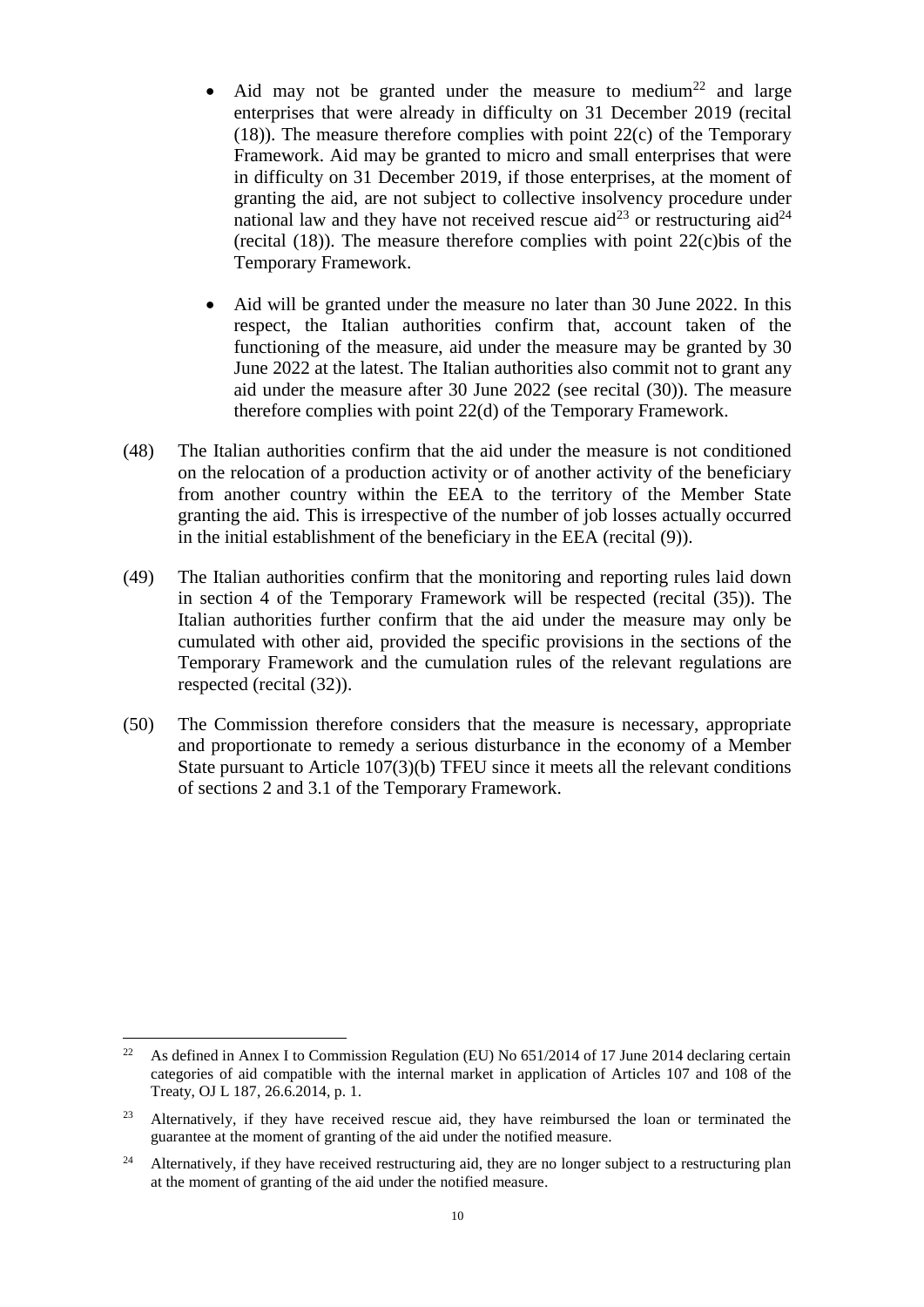- Aid may not be granted under the measure to medium[22] and large enterprises that were already in difficulty on 31 December 2019 (recital (18)). The measure therefore complies with point 22(c) of the Temporary Framework. Aid may be granted to micro and small enterprises that were in difficulty on 31 December 2019, if those enterprises, at the moment of granting the aid, are not subject to collective insolvency procedure under national law and they have not received rescue aid[23] or restructuring aid[24] (recital (18)). The measure therefore complies with point 22(c)bis of the Temporary Framework.

- Aid will be granted under the measure no later than 30 June 2022. In this respect, the Italian authorities confirm that, account taken of the functioning of the measure, aid under the measure may be granted by 30 June 2022 at the latest. The Italian authorities also commit not to grant any aid under the measure after 30 June 2022 (see recital (30)). The measure therefore complies with point 22(d) of the Temporary Framework.

(48) The Italian authorities confirm that the aid under the measure is not conditioned on the relocation of a production activity or of another activity of the beneficiary from another country within the EEA to the territory of the Member State granting the aid. This is irrespective of the number of job losses actually occurred in the initial establishment of the beneficiary in the EEA (recital (9)).

(49) The Italian authorities confirm that the monitoring and reporting rules laid down in section 4 of the Temporary Framework will be respected (recital (35)). The Italian authorities further confirm that the aid under the measure may only be cumulated with other aid, provided the specific provisions in the sections of the Temporary Framework and the cumulation rules of the relevant regulations are respected (recital (32)).

(50) The Commission therefore considers that the measure is necessary, appropriate and proportionate to remedy a serious disturbance in the economy of a Member State pursuant to Article 107(3)(b) TFEU since it meets all the relevant conditions of sections 2 and 3.1 of the Temporary Framework.

---

[22] As defined in Annex I to Commission Regulation (EU) No 651/2014 of 17 June 2014 declaring certain categories of aid compatible with the internal market in application of Articles 107 and 108 of the Treaty, OJ L 187, 26.6.2014, p. 1.

[23] Alternatively, if they have received rescue aid, they have reimbursed the loan or terminated the guarantee at the moment of granting of the aid under the notified measure.

[24] Alternatively, if they have received restructuring aid, they are no longer subject to a restructuring plan at the moment of granting of the aid under the notified measure.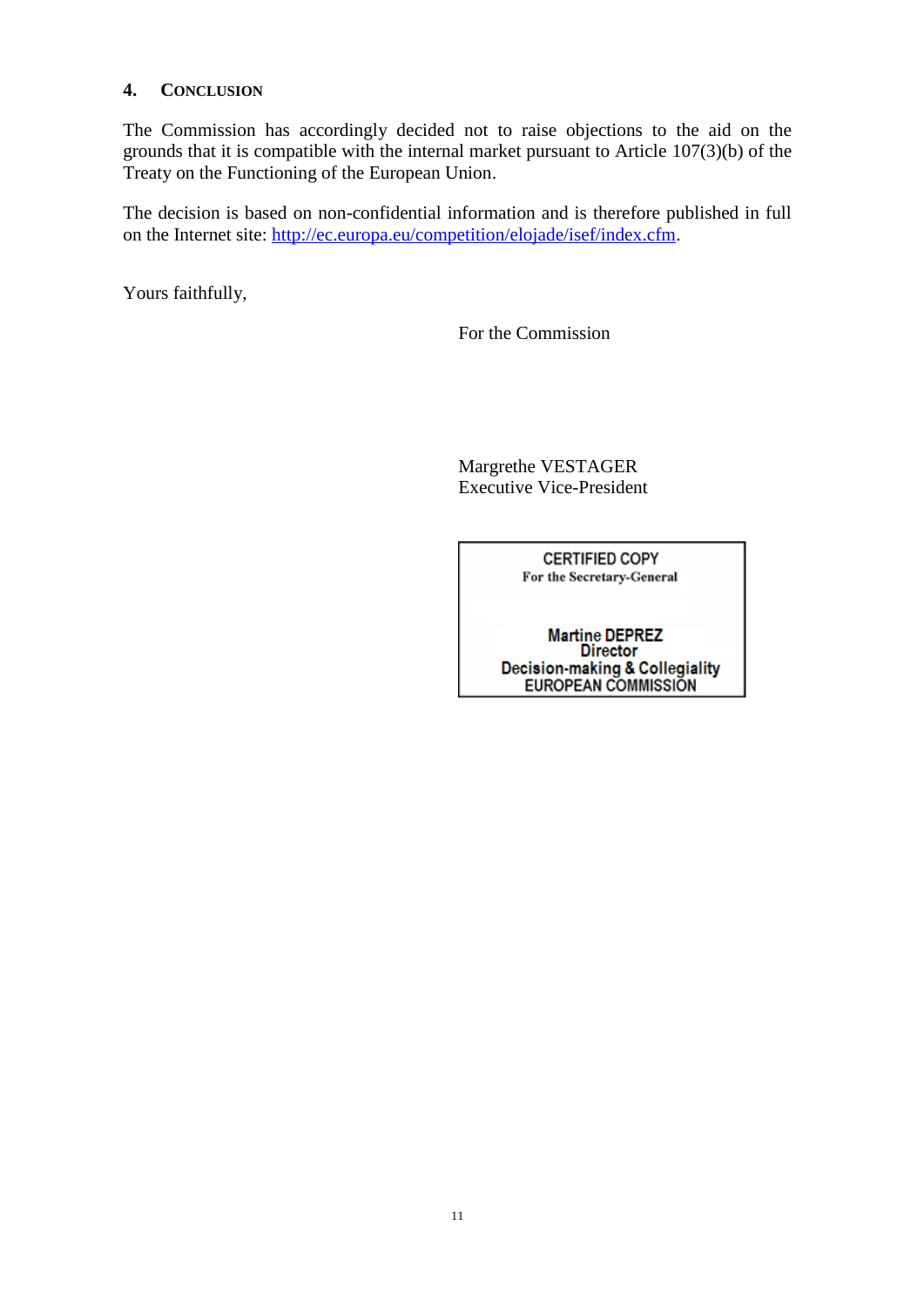## 4. CONCLUSION

The Commission has accordingly decided not to raise objections to the aid on the grounds that it is compatible with the internal market pursuant to Article 107(3)(b) of the Treaty on the Functioning of the European Union.

The decision is based on non-confidential information and is therefore published in full on the Internet site: http://ec.europa.eu/competition/elojade/isef/index.cfm.

Yours faithfully,

For the Commission

Margrethe VESTAGER
Executive Vice-President

CERTIFIED COPY
For the Secretary-General

Martine DEPREZ
Director
Decision-making & Collegiality
EUROPEAN COMMISSION